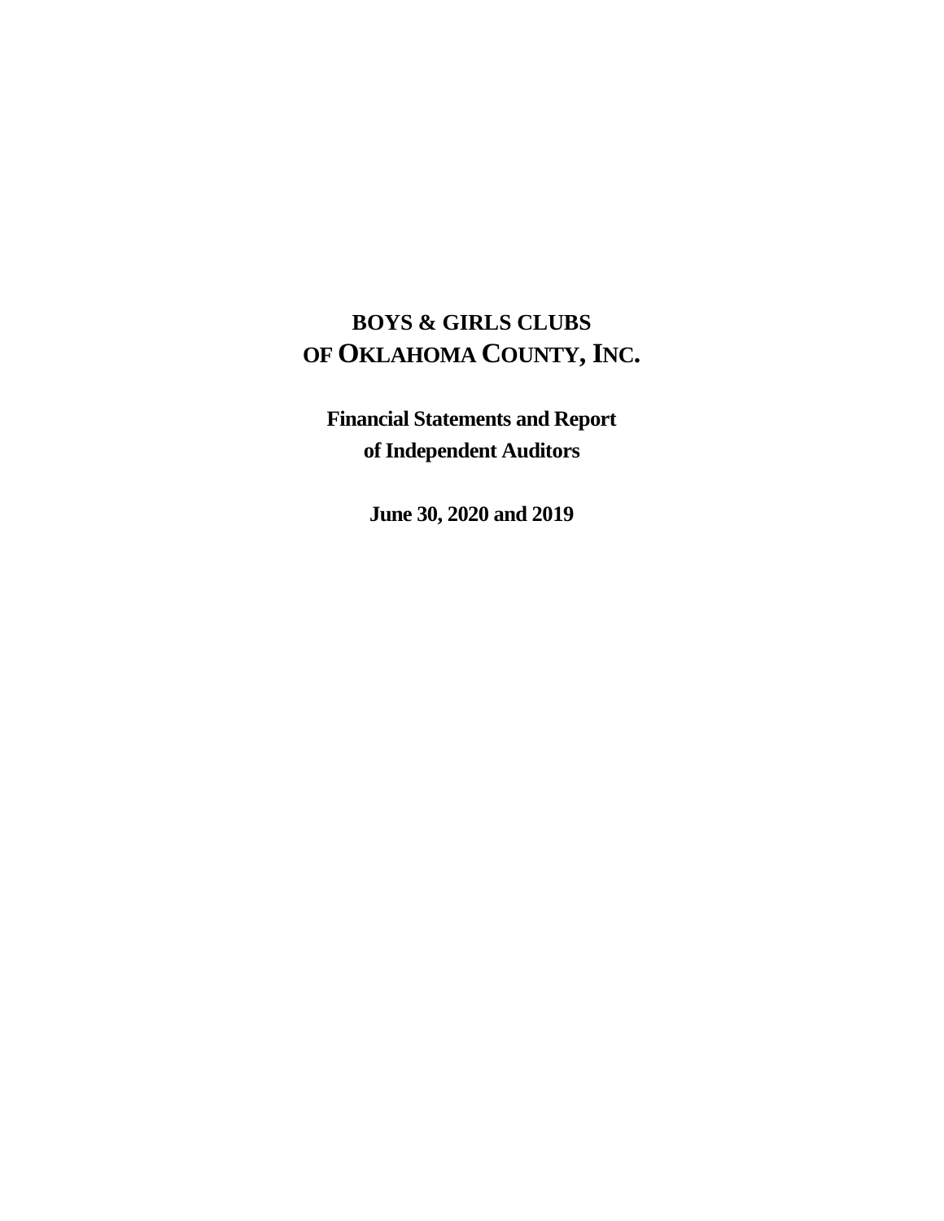# BOYS & GIRLS CLUBS OF OKLAHOMA COUNTY, INC.

**Financial Statements and Report of Independent Auditors**

**June 30, 2020 and 2019**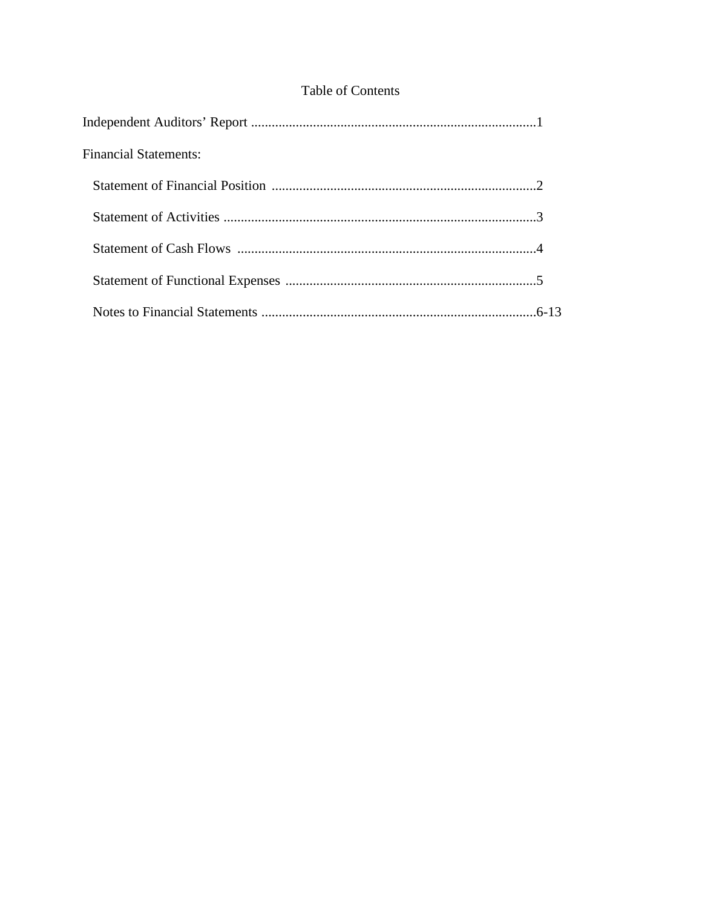# Table of Contents

Independent Auditors' Report ....................................................................................1

Financial Statements:

- Statement of Financial Position ..............................................................................2
- Statement of Activities ............................................................................................3
- Statement of Cash Flows ........................................................................................4
- Statement of Functional Expenses ..........................................................................5
- Notes to Financial Statements ...............................................................................6-13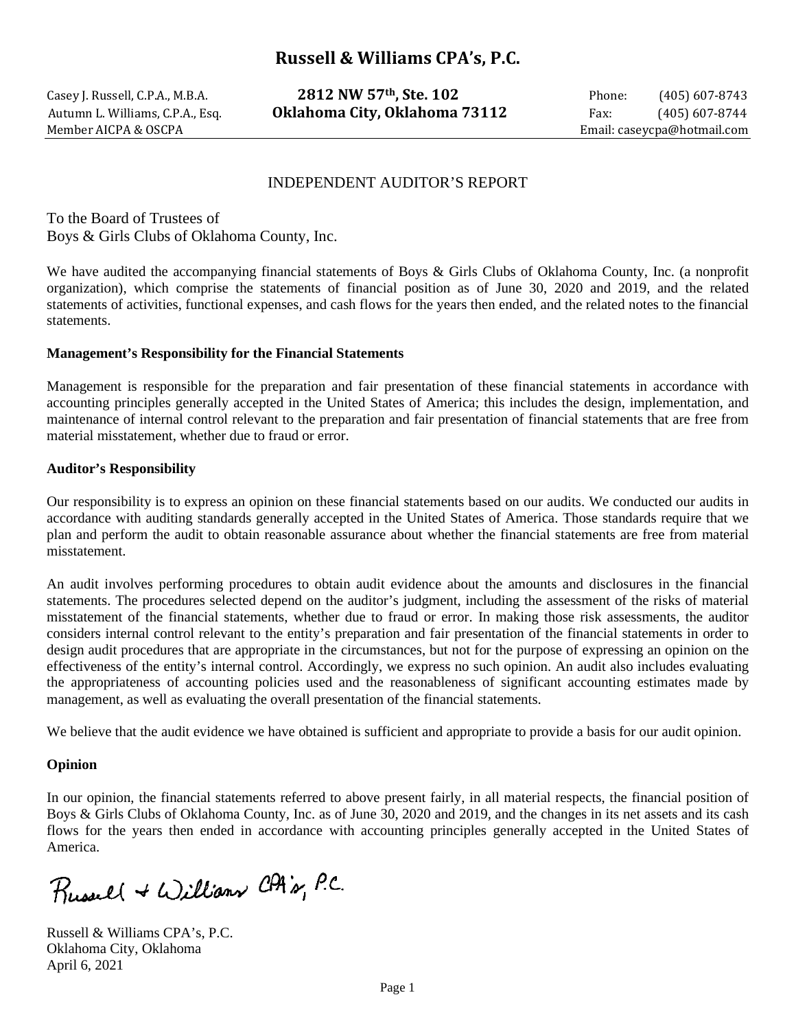# Russell & Williams CPA's, P.C.

Casey J. Russell, C.P.A., M.B.A.
Autumn L. Williams, C.P.A., Esq.
Member AICPA & OSCPA

**2812 NW 57th, Ste. 102**
**Oklahoma City, Oklahoma 73112**

Phone: (405) 607-8743
Fax: (405) 607-8744
Email: caseycpa@hotmail.com

## INDEPENDENT AUDITOR'S REPORT

To the Board of Trustees of
Boys & Girls Clubs of Oklahoma County, Inc.

We have audited the accompanying financial statements of Boys & Girls Clubs of Oklahoma County, Inc. (a nonprofit organization), which comprise the statements of financial position as of June 30, 2020 and 2019, and the related statements of activities, functional expenses, and cash flows for the years then ended, and the related notes to the financial statements.

**Management's Responsibility for the Financial Statements**

Management is responsible for the preparation and fair presentation of these financial statements in accordance with accounting principles generally accepted in the United States of America; this includes the design, implementation, and maintenance of internal control relevant to the preparation and fair presentation of financial statements that are free from material misstatement, whether due to fraud or error.

**Auditor's Responsibility**

Our responsibility is to express an opinion on these financial statements based on our audits. We conducted our audits in accordance with auditing standards generally accepted in the United States of America. Those standards require that we plan and perform the audit to obtain reasonable assurance about whether the financial statements are free from material misstatement.

An audit involves performing procedures to obtain audit evidence about the amounts and disclosures in the financial statements. The procedures selected depend on the auditor's judgment, including the assessment of the risks of material misstatement of the financial statements, whether due to fraud or error. In making those risk assessments, the auditor considers internal control relevant to the entity's preparation and fair presentation of the financial statements in order to design audit procedures that are appropriate in the circumstances, but not for the purpose of expressing an opinion on the effectiveness of the entity's internal control. Accordingly, we express no such opinion. An audit also includes evaluating the appropriateness of accounting policies used and the reasonableness of significant accounting estimates made by management, as well as evaluating the overall presentation of the financial statements.

We believe that the audit evidence we have obtained is sufficient and appropriate to provide a basis for our audit opinion.

**Opinion**

In our opinion, the financial statements referred to above present fairly, in all material respects, the financial position of Boys & Girls Clubs of Oklahoma County, Inc. as of June 30, 2020 and 2019, and the changes in its net assets and its cash flows for the years then ended in accordance with accounting principles generally accepted in the United States of America.

*Russell & Williams CPA's, P.C.*

Russell & Williams CPA's, P.C.
Oklahoma City, Oklahoma
April 6, 2021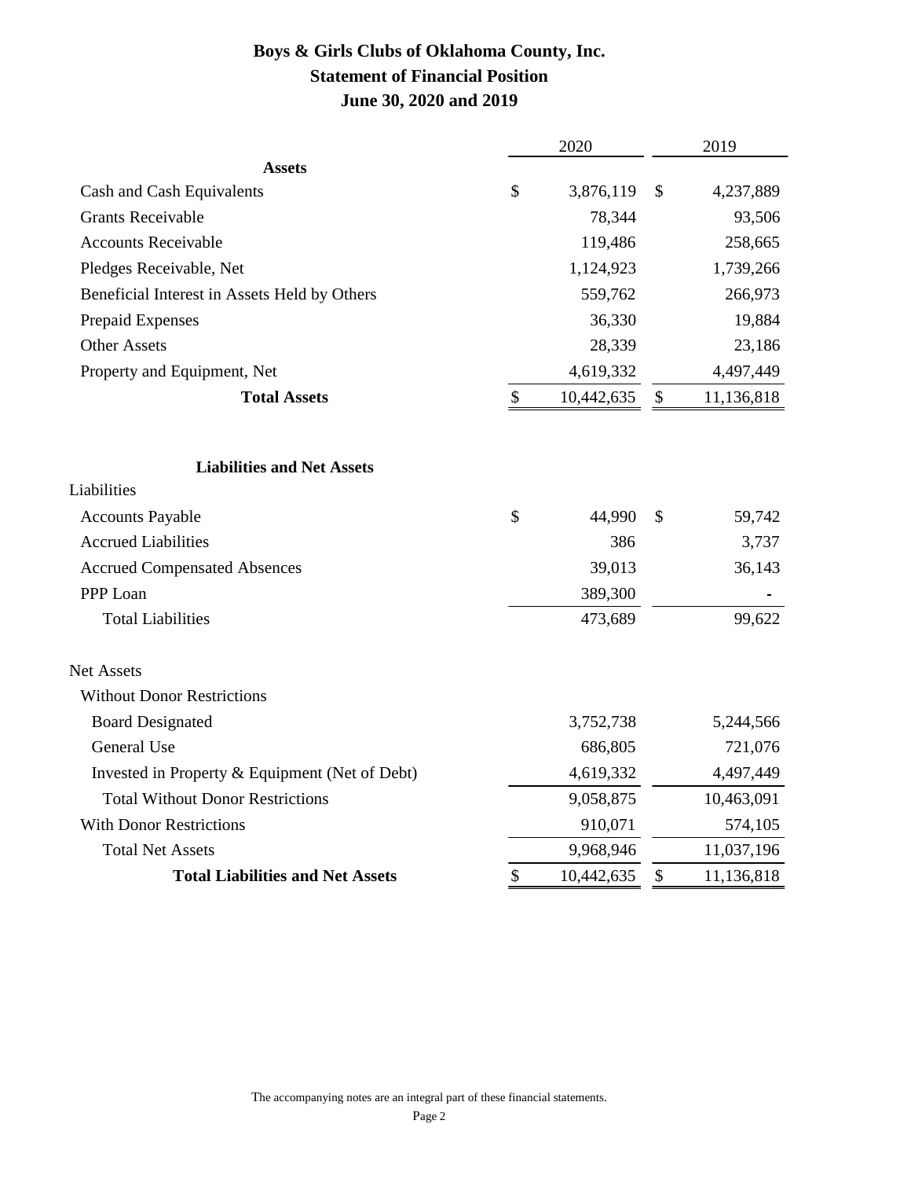# Boys & Girls Clubs of Oklahoma County, Inc.
## Statement of Financial Position
## June 30, 2020 and 2019

| | 2020 | 2019 |
|---|---|---|
| **Assets** | | |
| Cash and Cash Equivalents | $ 3,876,119 | $ 4,237,889 |
| Grants Receivable | 78,344 | 93,506 |
| Accounts Receivable | 119,486 | 258,665 |
| Pledges Receivable, Net | 1,124,923 | 1,739,266 |
| Beneficial Interest in Assets Held by Others | 559,762 | 266,973 |
| Prepaid Expenses | 36,330 | 19,884 |
| Other Assets | 28,339 | 23,186 |
| Property and Equipment, Net | 4,619,332 | 4,497,449 |
| **Total Assets** | $ 10,442,635 | $ 11,136,818 |
| | | |
| **Liabilities and Net Assets** | | |
| Liabilities | | |
| Accounts Payable | $ 44,990 | $ 59,742 |
| Accrued Liabilities | 386 | 3,737 |
| Accrued Compensated Absences | 39,013 | 36,143 |
| PPP Loan | 389,300 | - |
| Total Liabilities | 473,689 | 99,622 |
| | | |
| Net Assets | | |
| Without Donor Restrictions | | |
| Board Designated | 3,752,738 | 5,244,566 |
| General Use | 686,805 | 721,076 |
| Invested in Property & Equipment (Net of Debt) | 4,619,332 | 4,497,449 |
| Total Without Donor Restrictions | 9,058,875 | 10,463,091 |
| With Donor Restrictions | 910,071 | 574,105 |
| Total Net Assets | 9,968,946 | 11,037,196 |
| **Total Liabilities and Net Assets** | $ 10,442,635 | $ 11,136,818 |

The accompanying notes are an integral part of these financial statements.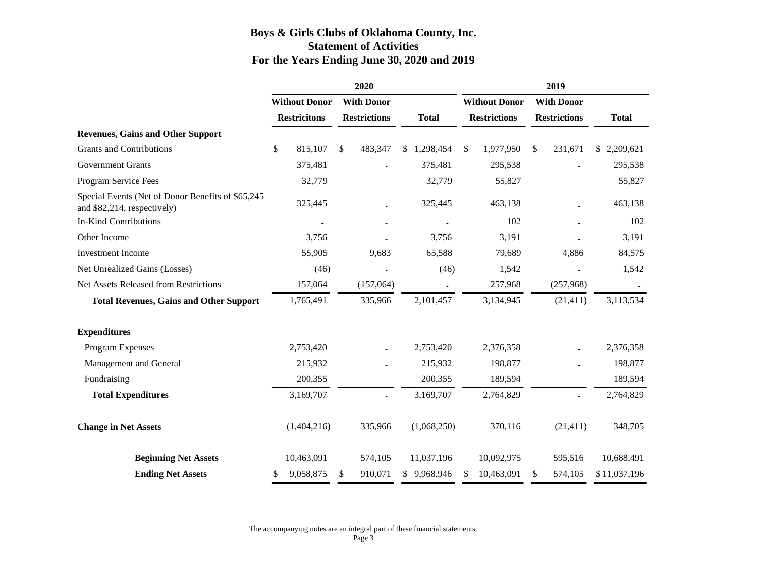# Boys & Girls Clubs of Oklahoma County, Inc.
## Statement of Activities
## For the Years Ending June 30, 2020 and 2019

| | 2020 | | | 2019 | | |
|---|---|---|---|---|---|---|
| | Without Donor Restricitons | With Donor Restrictions | Total | Without Donor Restrictions | With Donor Restrictions | Total |
| **Revenues, Gains and Other Support** | | | | | | |
| Grants and Contributions | $ 815,107 | $ 483,347 | $ 1,298,454 | $ 1,977,950 | $ 231,671 | $ 2,209,621 |
| Government Grants | 375,481 | - | 375,481 | 295,538 | - | 295,538 |
| Program Service Fees | 32,779 | - | 32,779 | 55,827 | - | 55,827 |
| Special Events (Net of Donor Benefits of $65,245 and $82,214, respectively) | 325,445 | - | 325,445 | 463,138 | - | 463,138 |
| In-Kind Contributions | - | - | - | 102 | - | 102 |
| Other Income | 3,756 | - | 3,756 | 3,191 | - | 3,191 |
| Investment Income | 55,905 | 9,683 | 65,588 | 79,689 | 4,886 | 84,575 |
| Net Unrealized Gains (Losses) | (46) | - | (46) | 1,542 | - | 1,542 |
| Net Assets Released from Restrictions | 157,064 | (157,064) | - | 257,968 | (257,968) | - |
| **Total Revenues, Gains and Other Support** | 1,765,491 | 335,966 | 2,101,457 | 3,134,945 | (21,411) | 3,113,534 |
| **Expenditures** | | | | | | |
| Program Expenses | 2,753,420 | - | 2,753,420 | 2,376,358 | - | 2,376,358 |
| Management and General | 215,932 | - | 215,932 | 198,877 | - | 198,877 |
| Fundraising | 200,355 | - | 200,355 | 189,594 | - | 189,594 |
| **Total Expenditures** | 3,169,707 | - | 3,169,707 | 2,764,829 | - | 2,764,829 |
| **Change in Net Assets** | (1,404,216) | 335,966 | (1,068,250) | 370,116 | (21,411) | 348,705 |
| **Beginning Net Assets** | 10,463,091 | 574,105 | 11,037,196 | 10,092,975 | 595,516 | 10,688,491 |
| **Ending Net Assets** | $ 9,058,875 | $ 910,071 | $ 9,968,946 | $ 10,463,091 | $ 574,105 | $ 11,037,196 |

The accompanying notes are an integral part of these financial statements.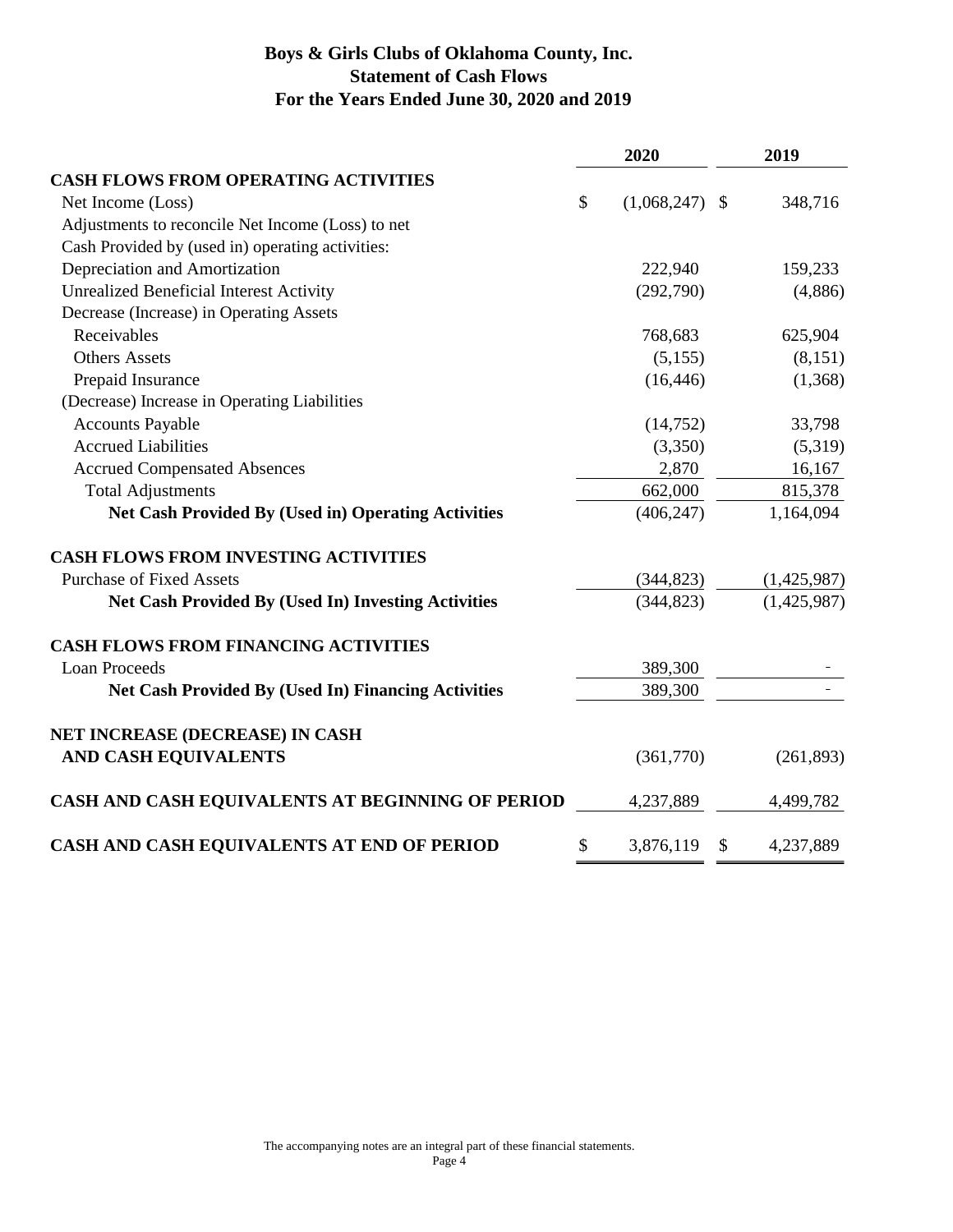# Boys & Girls Clubs of Oklahoma County, Inc.
## Statement of Cash Flows
### For the Years Ended June 30, 2020 and 2019

| | 2020 | 2019 |
|---|---|---|
| **CASH FLOWS FROM OPERATING ACTIVITIES** | | |
| Net Income (Loss) | $ (1,068,247) | $ 348,716 |
| Adjustments to reconcile Net Income (Loss) to net | | |
| Cash Provided by (used in) operating activities: | | |
| Depreciation and Amortization | 222,940 | 159,233 |
| Unrealized Beneficial Interest Activity | (292,790) | (4,886) |
| Decrease (Increase) in Operating Assets | | |
| Receivables | 768,683 | 625,904 |
| Others Assets | (5,155) | (8,151) |
| Prepaid Insurance | (16,446) | (1,368) |
| (Decrease) Increase in Operating Liabilities | | |
| Accounts Payable | (14,752) | 33,798 |
| Accrued Liabilities | (3,350) | (5,319) |
| Accrued Compensated Absences | 2,870 | 16,167 |
| Total Adjustments | 662,000 | 815,378 |
| **Net Cash Provided By (Used in) Operating Activities** | (406,247) | 1,164,094 |
| **CASH FLOWS FROM INVESTING ACTIVITIES** | | |
| Purchase of Fixed Assets | (344,823) | (1,425,987) |
| **Net Cash Provided By (Used In) Investing Activities** | (344,823) | (1,425,987) |
| **CASH FLOWS FROM FINANCING ACTIVITIES** | | |
| Loan Proceeds | 389,300 | - |
| **Net Cash Provided By (Used In) Financing Activities** | 389,300 | - |
| **NET INCREASE (DECREASE) IN CASH AND CASH EQUIVALENTS** | (361,770) | (261,893) |
| **CASH AND CASH EQUIVALENTS AT BEGINNING OF PERIOD** | 4,237,889 | 4,499,782 |
| **CASH AND CASH EQUIVALENTS AT END OF PERIOD** | $ 3,876,119 | $ 4,237,889 |

The accompanying notes are an integral part of these financial statements.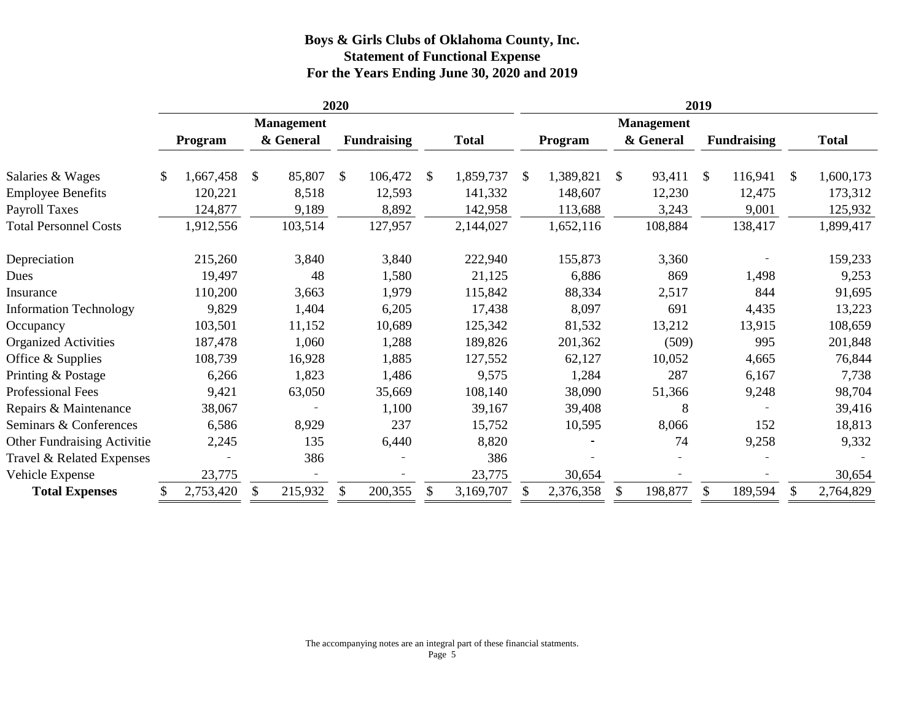# Boys & Girls Clubs of Oklahoma County, Inc.
## Statement of Functional Expense
## For the Years Ending June 30, 2020 and 2019

| | 2020 | | | | 2019 | | | |
|---|---|---|---|---|---|---|---|---|
| | Program | Management & General | Fundraising | Total | Program | Management & General | Fundraising | Total |
| Salaries & Wages | $ 1,667,458 | $ 85,807 | $ 106,472 | $ 1,859,737 | $ 1,389,821 | $ 93,411 | $ 116,941 | $ 1,600,173 |
| Employee Benefits | 120,221 | 8,518 | 12,593 | 141,332 | 148,607 | 12,230 | 12,475 | 173,312 |
| Payroll Taxes | 124,877 | 9,189 | 8,892 | 142,958 | 113,688 | 3,243 | 9,001 | 125,932 |
| Total Personnel Costs | 1,912,556 | 103,514 | 127,957 | 2,144,027 | 1,652,116 | 108,884 | 138,417 | 1,899,417 |
| Depreciation | 215,260 | 3,840 | 3,840 | 222,940 | 155,873 | 3,360 | - | 159,233 |
| Dues | 19,497 | 48 | 1,580 | 21,125 | 6,886 | 869 | 1,498 | 9,253 |
| Insurance | 110,200 | 3,663 | 1,979 | 115,842 | 88,334 | 2,517 | 844 | 91,695 |
| Information Technology | 9,829 | 1,404 | 6,205 | 17,438 | 8,097 | 691 | 4,435 | 13,223 |
| Occupancy | 103,501 | 11,152 | 10,689 | 125,342 | 81,532 | 13,212 | 13,915 | 108,659 |
| Organized Activities | 187,478 | 1,060 | 1,288 | 189,826 | 201,362 | (509) | 995 | 201,848 |
| Office & Supplies | 108,739 | 16,928 | 1,885 | 127,552 | 62,127 | 10,052 | 4,665 | 76,844 |
| Printing & Postage | 6,266 | 1,823 | 1,486 | 9,575 | 1,284 | 287 | 6,167 | 7,738 |
| Professional Fees | 9,421 | 63,050 | 35,669 | 108,140 | 38,090 | 51,366 | 9,248 | 98,704 |
| Repairs & Maintenance | 38,067 | - | 1,100 | 39,167 | 39,408 | 8 | - | 39,416 |
| Seminars & Conferences | 6,586 | 8,929 | 237 | 15,752 | 10,595 | 8,066 | 152 | 18,813 |
| Other Fundraising Activitie | 2,245 | 135 | 6,440 | 8,820 | - | 74 | 9,258 | 9,332 |
| Travel & Related Expenses | - | 386 | - | 386 | - | - | - | - |
| Vehicle Expense | 23,775 | - | - | 23,775 | 30,654 | - | - | 30,654 |
| **Total Expenses** | $ 2,753,420 | $ 215,932 | $ 200,355 | $ 3,169,707 | $ 2,376,358 | $ 198,877 | $ 189,594 | $ 2,764,829 |

The accompanying notes are an integral part of these financial statments.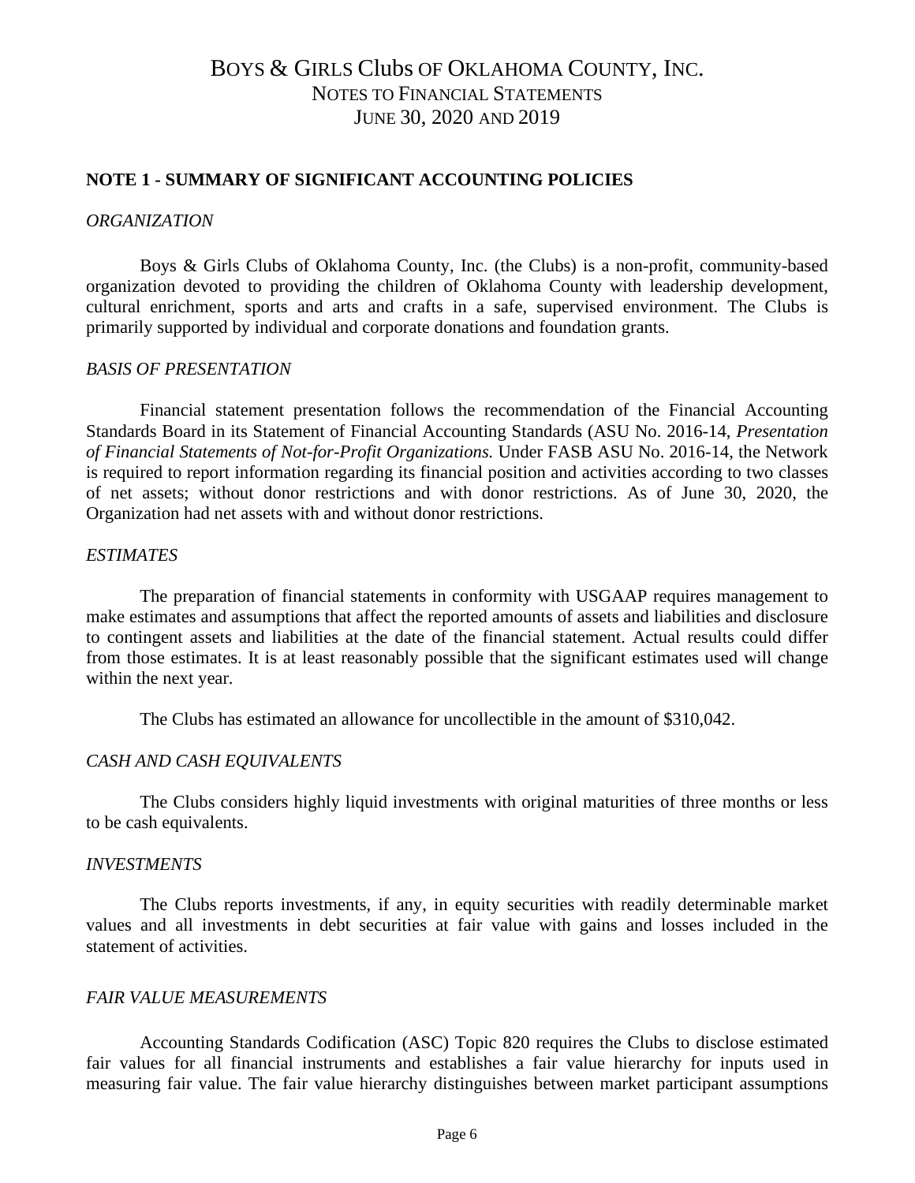# BOYS & GIRLS Clubs OF OKLAHOMA COUNTY, INC.
## NOTES TO FINANCIAL STATEMENTS
## JUNE 30, 2020 AND 2019

**NOTE 1 - SUMMARY OF SIGNIFICANT ACCOUNTING POLICIES**

*ORGANIZATION*

Boys & Girls Clubs of Oklahoma County, Inc. (the Clubs) is a non-profit, community-based organization devoted to providing the children of Oklahoma County with leadership development, cultural enrichment, sports and arts and crafts in a safe, supervised environment. The Clubs is primarily supported by individual and corporate donations and foundation grants.

*BASIS OF PRESENTATION*

Financial statement presentation follows the recommendation of the Financial Accounting Standards Board in its Statement of Financial Accounting Standards (ASU No. 2016-14, *Presentation of Financial Statements of Not-for-Profit Organizations.* Under FASB ASU No. 2016-14, the Network is required to report information regarding its financial position and activities according to two classes of net assets; without donor restrictions and with donor restrictions. As of June 30, 2020, the Organization had net assets with and without donor restrictions.

*ESTIMATES*

The preparation of financial statements in conformity with USGAAP requires management to make estimates and assumptions that affect the reported amounts of assets and liabilities and disclosure to contingent assets and liabilities at the date of the financial statement. Actual results could differ from those estimates. It is at least reasonably possible that the significant estimates used will change within the next year.

The Clubs has estimated an allowance for uncollectible in the amount of $310,042.

*CASH AND CASH EQUIVALENTS*

The Clubs considers highly liquid investments with original maturities of three months or less to be cash equivalents.

*INVESTMENTS*

The Clubs reports investments, if any, in equity securities with readily determinable market values and all investments in debt securities at fair value with gains and losses included in the statement of activities.

*FAIR VALUE MEASUREMENTS*

Accounting Standards Codification (ASC) Topic 820 requires the Clubs to disclose estimated fair values for all financial instruments and establishes a fair value hierarchy for inputs used in measuring fair value. The fair value hierarchy distinguishes between market participant assumptions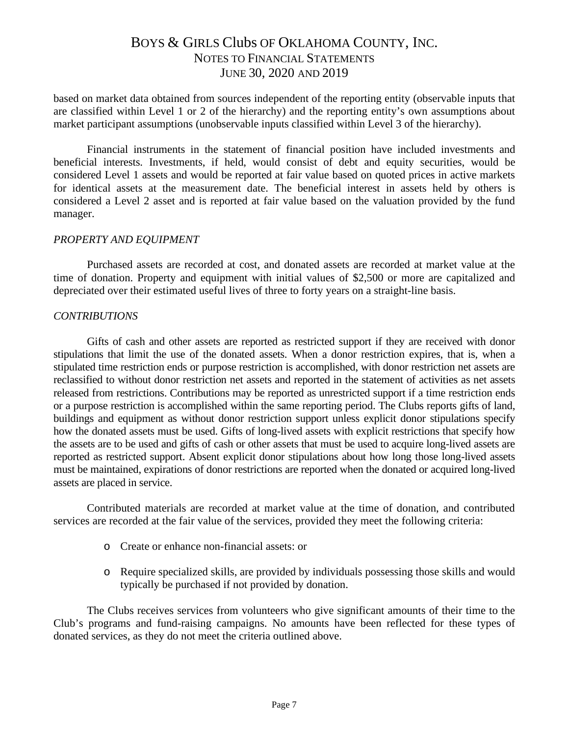based on market data obtained from sources independent of the reporting entity (observable inputs that are classified within Level 1 or 2 of the hierarchy) and the reporting entity's own assumptions about market participant assumptions (unobservable inputs classified within Level 3 of the hierarchy).

Financial instruments in the statement of financial position have included investments and beneficial interests. Investments, if held, would consist of debt and equity securities, would be considered Level 1 assets and would be reported at fair value based on quoted prices in active markets for identical assets at the measurement date. The beneficial interest in assets held by others is considered a Level 2 asset and is reported at fair value based on the valuation provided by the fund manager.

*PROPERTY AND EQUIPMENT*

Purchased assets are recorded at cost, and donated assets are recorded at market value at the time of donation. Property and equipment with initial values of $2,500 or more are capitalized and depreciated over their estimated useful lives of three to forty years on a straight-line basis.

*CONTRIBUTIONS*

Gifts of cash and other assets are reported as restricted support if they are received with donor stipulations that limit the use of the donated assets. When a donor restriction expires, that is, when a stipulated time restriction ends or purpose restriction is accomplished, with donor restriction net assets are reclassified to without donor restriction net assets and reported in the statement of activities as net assets released from restrictions. Contributions may be reported as unrestricted support if a time restriction ends or a purpose restriction is accomplished within the same reporting period. The Clubs reports gifts of land, buildings and equipment as without donor restriction support unless explicit donor stipulations specify how the donated assets must be used. Gifts of long-lived assets with explicit restrictions that specify how the assets are to be used and gifts of cash or other assets that must be used to acquire long-lived assets are reported as restricted support. Absent explicit donor stipulations about how long those long-lived assets must be maintained, expirations of donor restrictions are reported when the donated or acquired long-lived assets are placed in service.

Contributed materials are recorded at market value at the time of donation, and contributed services are recorded at the fair value of the services, provided they meet the following criteria:

- Create or enhance non-financial assets: or
- Require specialized skills, are provided by individuals possessing those skills and would typically be purchased if not provided by donation.

The Clubs receives services from volunteers who give significant amounts of their time to the Club's programs and fund-raising campaigns. No amounts have been reflected for these types of donated services, as they do not meet the criteria outlined above.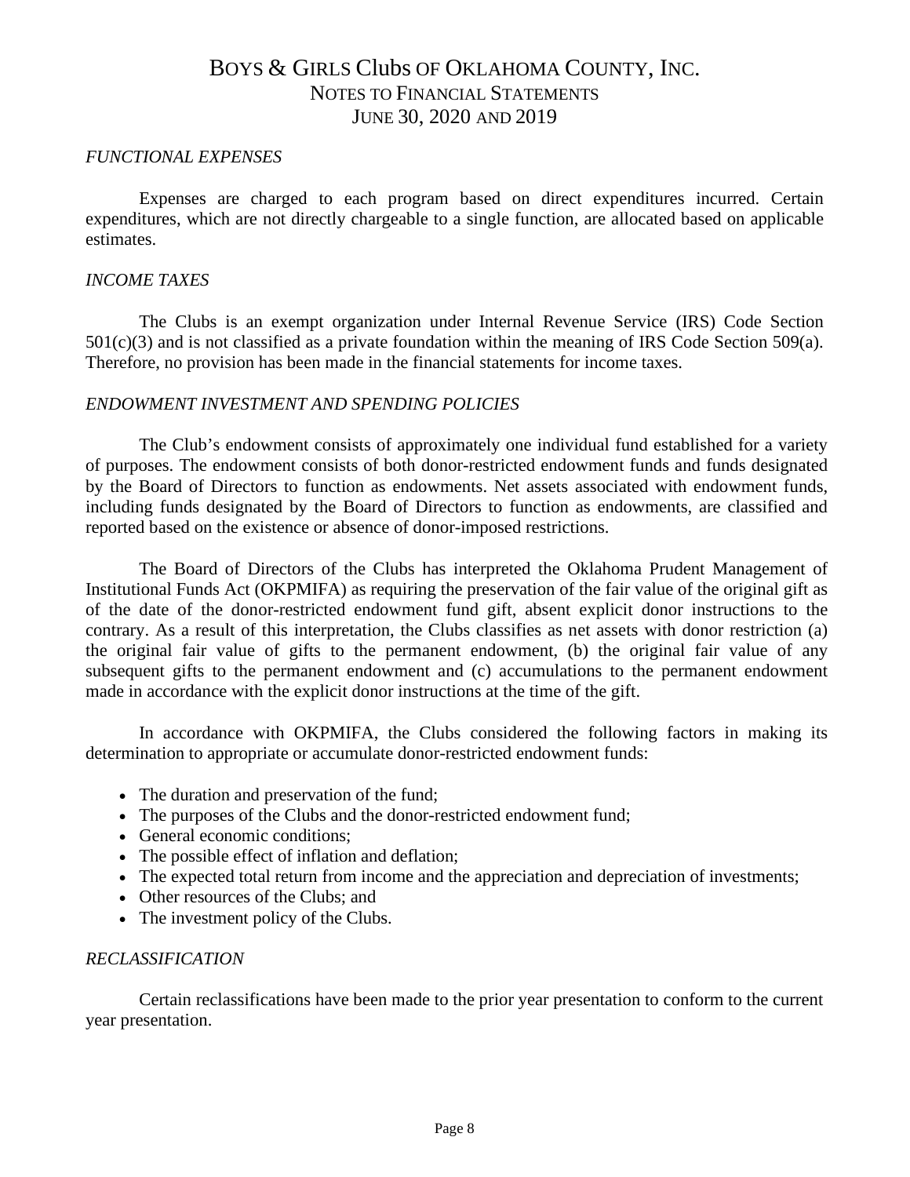*FUNCTIONAL EXPENSES*

Expenses are charged to each program based on direct expenditures incurred. Certain expenditures, which are not directly chargeable to a single function, are allocated based on applicable estimates.

*INCOME TAXES*

The Clubs is an exempt organization under Internal Revenue Service (IRS) Code Section 501(c)(3) and is not classified as a private foundation within the meaning of IRS Code Section 509(a). Therefore, no provision has been made in the financial statements for income taxes.

*ENDOWMENT INVESTMENT AND SPENDING POLICIES*

The Club's endowment consists of approximately one individual fund established for a variety of purposes. The endowment consists of both donor-restricted endowment funds and funds designated by the Board of Directors to function as endowments. Net assets associated with endowment funds, including funds designated by the Board of Directors to function as endowments, are classified and reported based on the existence or absence of donor-imposed restrictions.

The Board of Directors of the Clubs has interpreted the Oklahoma Prudent Management of Institutional Funds Act (OKPMIFA) as requiring the preservation of the fair value of the original gift as of the date of the donor-restricted endowment fund gift, absent explicit donor instructions to the contrary. As a result of this interpretation, the Clubs classifies as net assets with donor restriction (a) the original fair value of gifts to the permanent endowment, (b) the original fair value of any subsequent gifts to the permanent endowment and (c) accumulations to the permanent endowment made in accordance with the explicit donor instructions at the time of the gift.

In accordance with OKPMIFA, the Clubs considered the following factors in making its determination to appropriate or accumulate donor-restricted endowment funds:

- The duration and preservation of the fund;
- The purposes of the Clubs and the donor-restricted endowment fund;
- General economic conditions;
- The possible effect of inflation and deflation;
- The expected total return from income and the appreciation and depreciation of investments;
- Other resources of the Clubs; and
- The investment policy of the Clubs.

*RECLASSIFICATION*

Certain reclassifications have been made to the prior year presentation to conform to the current year presentation.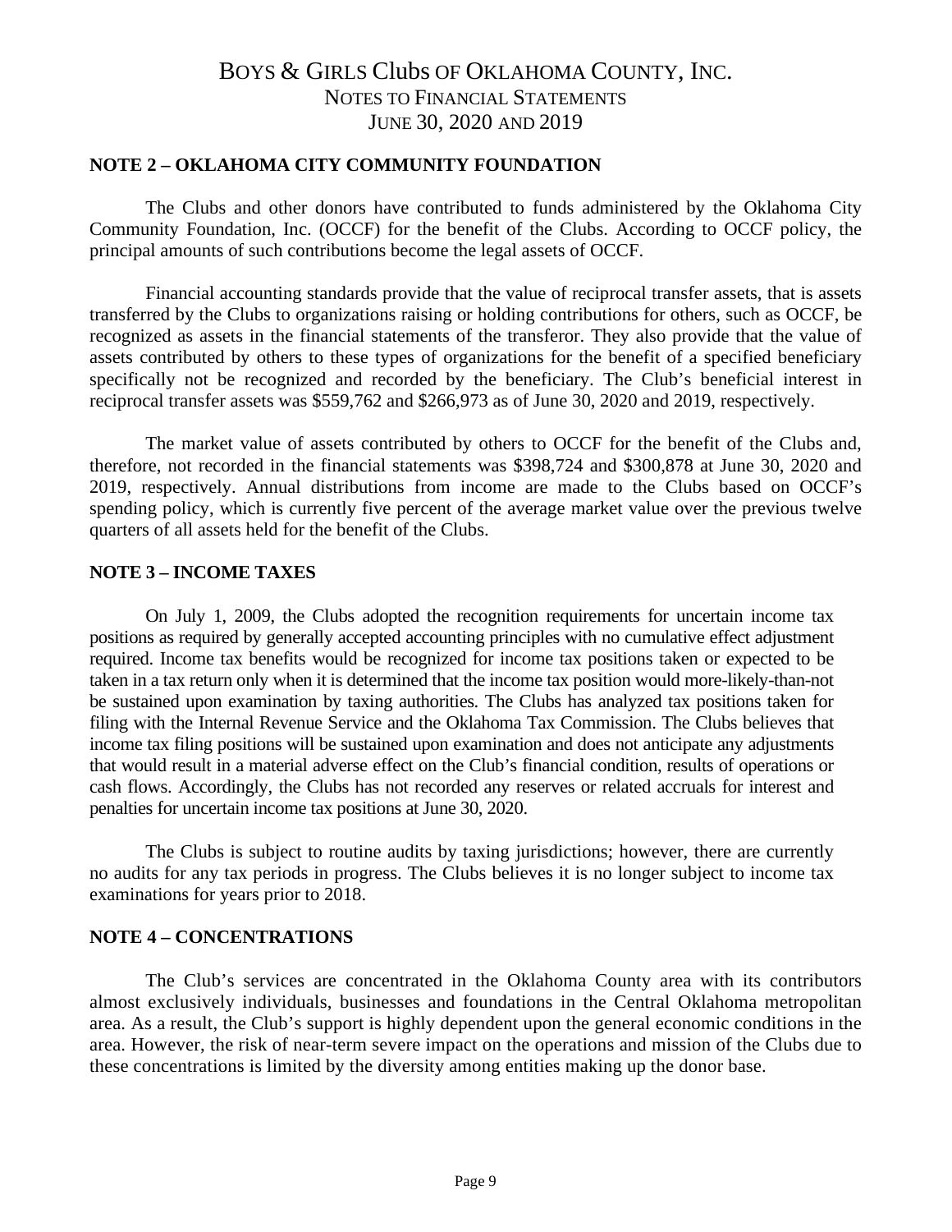# BOYS & GIRLS Clubs OF OKLAHOMA COUNTY, INC.
## NOTES TO FINANCIAL STATEMENTS
## JUNE 30, 2020 AND 2019

**NOTE 2 – OKLAHOMA CITY COMMUNITY FOUNDATION**

The Clubs and other donors have contributed to funds administered by the Oklahoma City Community Foundation, Inc. (OCCF) for the benefit of the Clubs. According to OCCF policy, the principal amounts of such contributions become the legal assets of OCCF.

Financial accounting standards provide that the value of reciprocal transfer assets, that is assets transferred by the Clubs to organizations raising or holding contributions for others, such as OCCF, be recognized as assets in the financial statements of the transferor. They also provide that the value of assets contributed by others to these types of organizations for the benefit of a specified beneficiary specifically not be recognized and recorded by the beneficiary. The Club's beneficial interest in reciprocal transfer assets was $559,762 and $266,973 as of June 30, 2020 and 2019, respectively.

The market value of assets contributed by others to OCCF for the benefit of the Clubs and, therefore, not recorded in the financial statements was $398,724 and $300,878 at June 30, 2020 and 2019, respectively. Annual distributions from income are made to the Clubs based on OCCF's spending policy, which is currently five percent of the average market value over the previous twelve quarters of all assets held for the benefit of the Clubs.

**NOTE 3 – INCOME TAXES**

On July 1, 2009, the Clubs adopted the recognition requirements for uncertain income tax positions as required by generally accepted accounting principles with no cumulative effect adjustment required. Income tax benefits would be recognized for income tax positions taken or expected to be taken in a tax return only when it is determined that the income tax position would more-likely-than-not be sustained upon examination by taxing authorities. The Clubs has analyzed tax positions taken for filing with the Internal Revenue Service and the Oklahoma Tax Commission. The Clubs believes that income tax filing positions will be sustained upon examination and does not anticipate any adjustments that would result in a material adverse effect on the Club's financial condition, results of operations or cash flows. Accordingly, the Clubs has not recorded any reserves or related accruals for interest and penalties for uncertain income tax positions at June 30, 2020.

The Clubs is subject to routine audits by taxing jurisdictions; however, there are currently no audits for any tax periods in progress. The Clubs believes it is no longer subject to income tax examinations for years prior to 2018.

**NOTE 4 – CONCENTRATIONS**

The Club's services are concentrated in the Oklahoma County area with its contributors almost exclusively individuals, businesses and foundations in the Central Oklahoma metropolitan area. As a result, the Club's support is highly dependent upon the general economic conditions in the area. However, the risk of near-term severe impact on the operations and mission of the Clubs due to these concentrations is limited by the diversity among entities making up the donor base.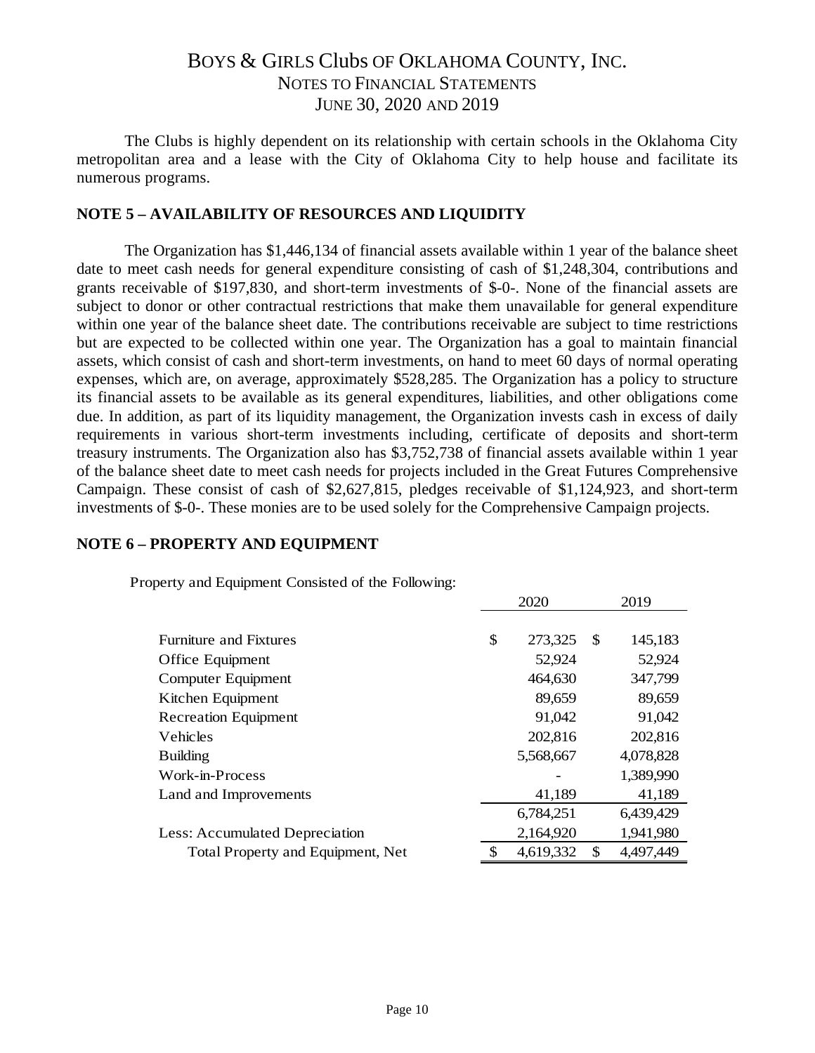The Clubs is highly dependent on its relationship with certain schools in the Oklahoma City metropolitan area and a lease with the City of Oklahoma City to help house and facilitate its numerous programs.

## NOTE 5 – AVAILABILITY OF RESOURCES AND LIQUIDITY

The Organization has $1,446,134 of financial assets available within 1 year of the balance sheet date to meet cash needs for general expenditure consisting of cash of $1,248,304, contributions and grants receivable of $197,830, and short-term investments of $-0-. None of the financial assets are subject to donor or other contractual restrictions that make them unavailable for general expenditure within one year of the balance sheet date. The contributions receivable are subject to time restrictions but are expected to be collected within one year. The Organization has a goal to maintain financial assets, which consist of cash and short-term investments, on hand to meet 60 days of normal operating expenses, which are, on average, approximately $528,285. The Organization has a policy to structure its financial assets to be available as its general expenditures, liabilities, and other obligations come due. In addition, as part of its liquidity management, the Organization invests cash in excess of daily requirements in various short-term investments including, certificate of deposits and short-term treasury instruments. The Organization also has $3,752,738 of financial assets available within 1 year of the balance sheet date to meet cash needs for projects included in the Great Futures Comprehensive Campaign. These consist of cash of $2,627,815, pledges receivable of $1,124,923, and short-term investments of $-0-. These monies are to be used solely for the Comprehensive Campaign projects.

## NOTE 6 – PROPERTY AND EQUIPMENT

Property and Equipment Consisted of the Following:

| | 2020 | 2019 |
|---|---|---|
| Furniture and Fixtures | $ 273,325 | $ 145,183 |
| Office Equipment | 52,924 | 52,924 |
| Computer Equipment | 464,630 | 347,799 |
| Kitchen Equipment | 89,659 | 89,659 |
| Recreation Equipment | 91,042 | 91,042 |
| Vehicles | 202,816 | 202,816 |
| Building | 5,568,667 | 4,078,828 |
| Work-in-Process | - | 1,389,990 |
| Land and Improvements | 41,189 | 41,189 |
| | 6,784,251 | 6,439,429 |
| Less: Accumulated Depreciation | 2,164,920 | 1,941,980 |
| Total Property and Equipment, Net | $ 4,619,332 | $ 4,497,449 |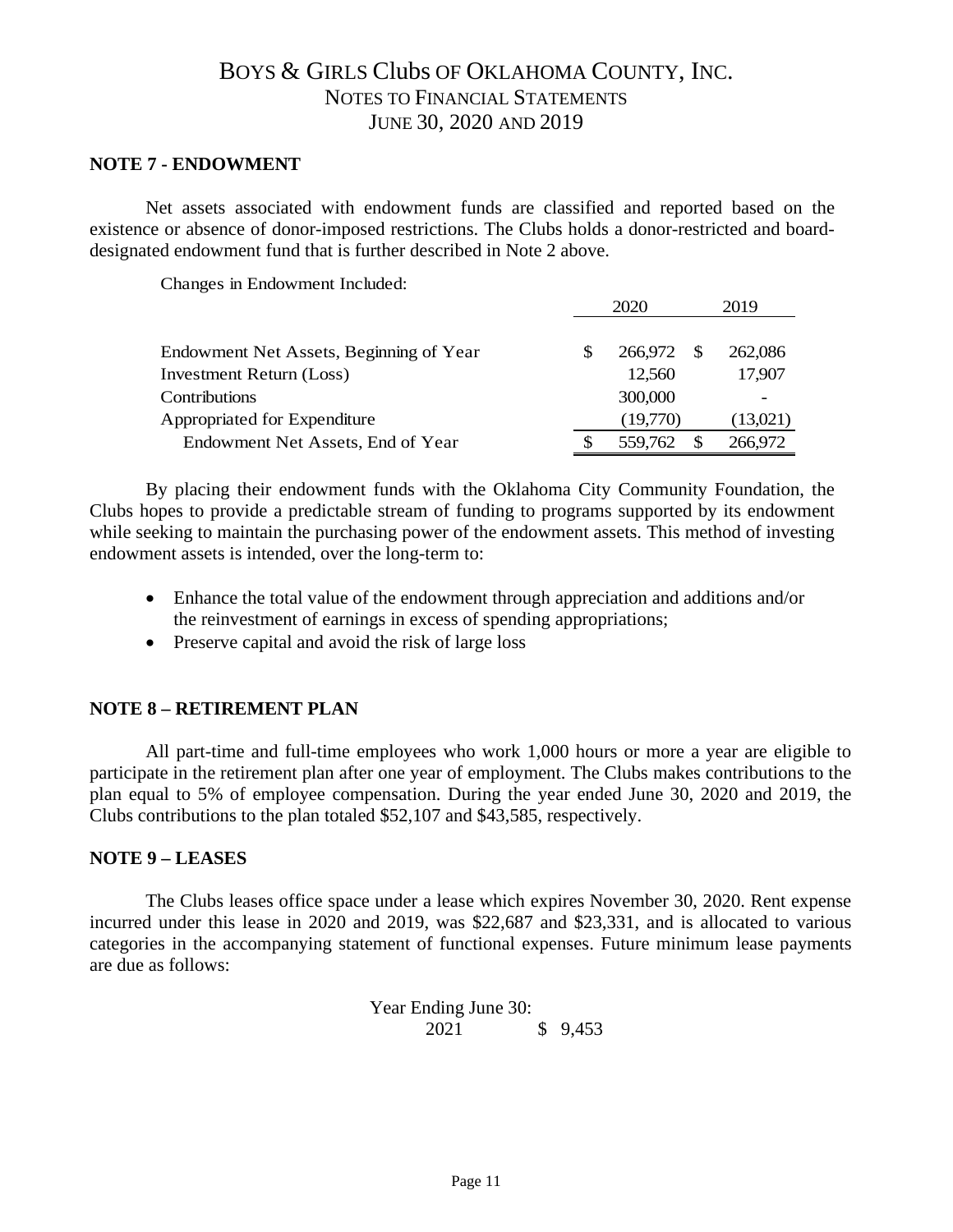# BOYS & GIRLS Clubs OF OKLAHOMA COUNTY, INC.
## NOTES TO FINANCIAL STATEMENTS
## JUNE 30, 2020 AND 2019

**NOTE 7 - ENDOWMENT**

Net assets associated with endowment funds are classified and reported based on the existence or absence of donor-imposed restrictions. The Clubs holds a donor-restricted and board-designated endowment fund that is further described in Note 2 above.

Changes in Endowment Included:

| | 2020 | 2019 |
|---|---|---|
| Endowment Net Assets, Beginning of Year | $ 266,972 | $ 262,086 |
| Investment Return (Loss) | 12,560 | 17,907 |
| Contributions | 300,000 | - |
| Appropriated for Expenditure | (19,770) | (13,021) |
| Endowment Net Assets, End of Year | $ 559,762 | $ 266,972 |

By placing their endowment funds with the Oklahoma City Community Foundation, the Clubs hopes to provide a predictable stream of funding to programs supported by its endowment while seeking to maintain the purchasing power of the endowment assets. This method of investing endowment assets is intended, over the long-term to:

- Enhance the total value of the endowment through appreciation and additions and/or the reinvestment of earnings in excess of spending appropriations;
- Preserve capital and avoid the risk of large loss

**NOTE 8 – RETIREMENT PLAN**

All part-time and full-time employees who work 1,000 hours or more a year are eligible to participate in the retirement plan after one year of employment. The Clubs makes contributions to the plan equal to 5% of employee compensation. During the year ended June 30, 2020 and 2019, the Clubs contributions to the plan totaled $52,107 and $43,585, respectively.

**NOTE 9 – LEASES**

The Clubs leases office space under a lease which expires November 30, 2020. Rent expense incurred under this lease in 2020 and 2019, was $22,687 and $23,331, and is allocated to various categories in the accompanying statement of functional expenses. Future minimum lease payments are due as follows:

| Year Ending June 30: | |
|---|---|
| 2021 | $ 9,453 |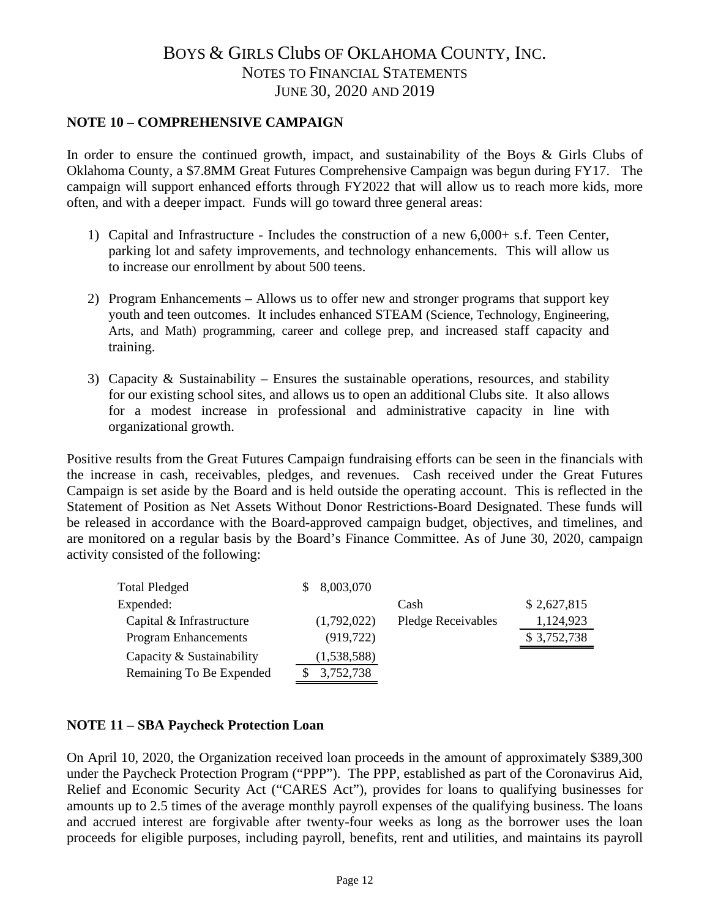# BOYS & GIRLS CLUBS OF OKLAHOMA COUNTY, INC.
## NOTES TO FINANCIAL STATEMENTS
## JUNE 30, 2020 AND 2019

**NOTE 10 – COMPREHENSIVE CAMPAIGN**

In order to ensure the continued growth, impact, and sustainability of the Boys & Girls Clubs of Oklahoma County, a $7.8MM Great Futures Comprehensive Campaign was begun during FY17. The campaign will support enhanced efforts through FY2022 that will allow us to reach more kids, more often, and with a deeper impact. Funds will go toward three general areas:

1) Capital and Infrastructure - Includes the construction of a new 6,000+ s.f. Teen Center, parking lot and safety improvements, and technology enhancements. This will allow us to increase our enrollment by about 500 teens.

2) Program Enhancements – Allows us to offer new and stronger programs that support key youth and teen outcomes. It includes enhanced STEAM (Science, Technology, Engineering, Arts, and Math) programming, career and college prep, and increased staff capacity and training.

3) Capacity & Sustainability – Ensures the sustainable operations, resources, and stability for our existing school sites, and allows us to open an additional Clubs site. It also allows for a modest increase in professional and administrative capacity in line with organizational growth.

Positive results from the Great Futures Campaign fundraising efforts can be seen in the financials with the increase in cash, receivables, pledges, and revenues. Cash received under the Great Futures Campaign is set aside by the Board and is held outside the operating account. This is reflected in the Statement of Position as Net Assets Without Donor Restrictions-Board Designated. These funds will be released in accordance with the Board-approved campaign budget, objectives, and timelines, and are monitored on a regular basis by the Board's Finance Committee. As of June 30, 2020, campaign activity consisted of the following:

| | | | |
|---|---|---|---|
| Total Pledged | $ 8,003,070 | | |
| Expended: | | Cash | $ 2,627,815 |
| Capital & Infrastructure | (1,792,022) | Pledge Receivables | 1,124,923 |
| Program Enhancements | (919,722) | | $ 3,752,738 |
| Capacity & Sustainability | (1,538,588) | | |
| Remaining To Be Expended | $ 3,752,738 | | |

**NOTE 11 – SBA Paycheck Protection Loan**

On April 10, 2020, the Organization received loan proceeds in the amount of approximately $389,300 under the Paycheck Protection Program ("PPP"). The PPP, established as part of the Coronavirus Aid, Relief and Economic Security Act ("CARES Act"), provides for loans to qualifying businesses for amounts up to 2.5 times of the average monthly payroll expenses of the qualifying business. The loans and accrued interest are forgivable after twenty-four weeks as long as the borrower uses the loan proceeds for eligible purposes, including payroll, benefits, rent and utilities, and maintains its payroll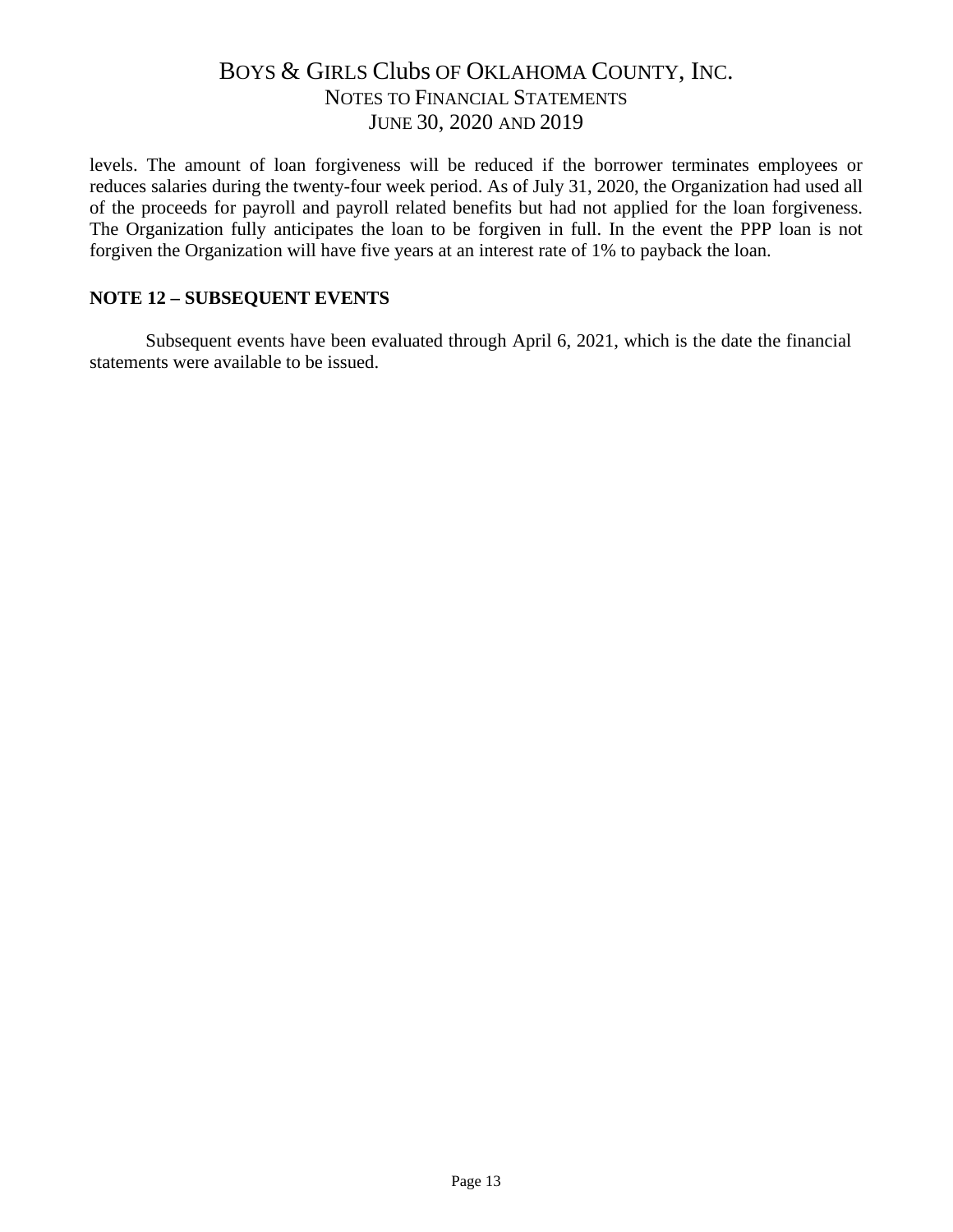levels. The amount of loan forgiveness will be reduced if the borrower terminates employees or reduces salaries during the twenty-four week period. As of July 31, 2020, the Organization had used all of the proceeds for payroll and payroll related benefits but had not applied for the loan forgiveness. The Organization fully anticipates the loan to be forgiven in full. In the event the PPP loan is not forgiven the Organization will have five years at an interest rate of 1% to payback the loan.

## NOTE 12 – SUBSEQUENT EVENTS

Subsequent events have been evaluated through April 6, 2021, which is the date the financial statements were available to be issued.